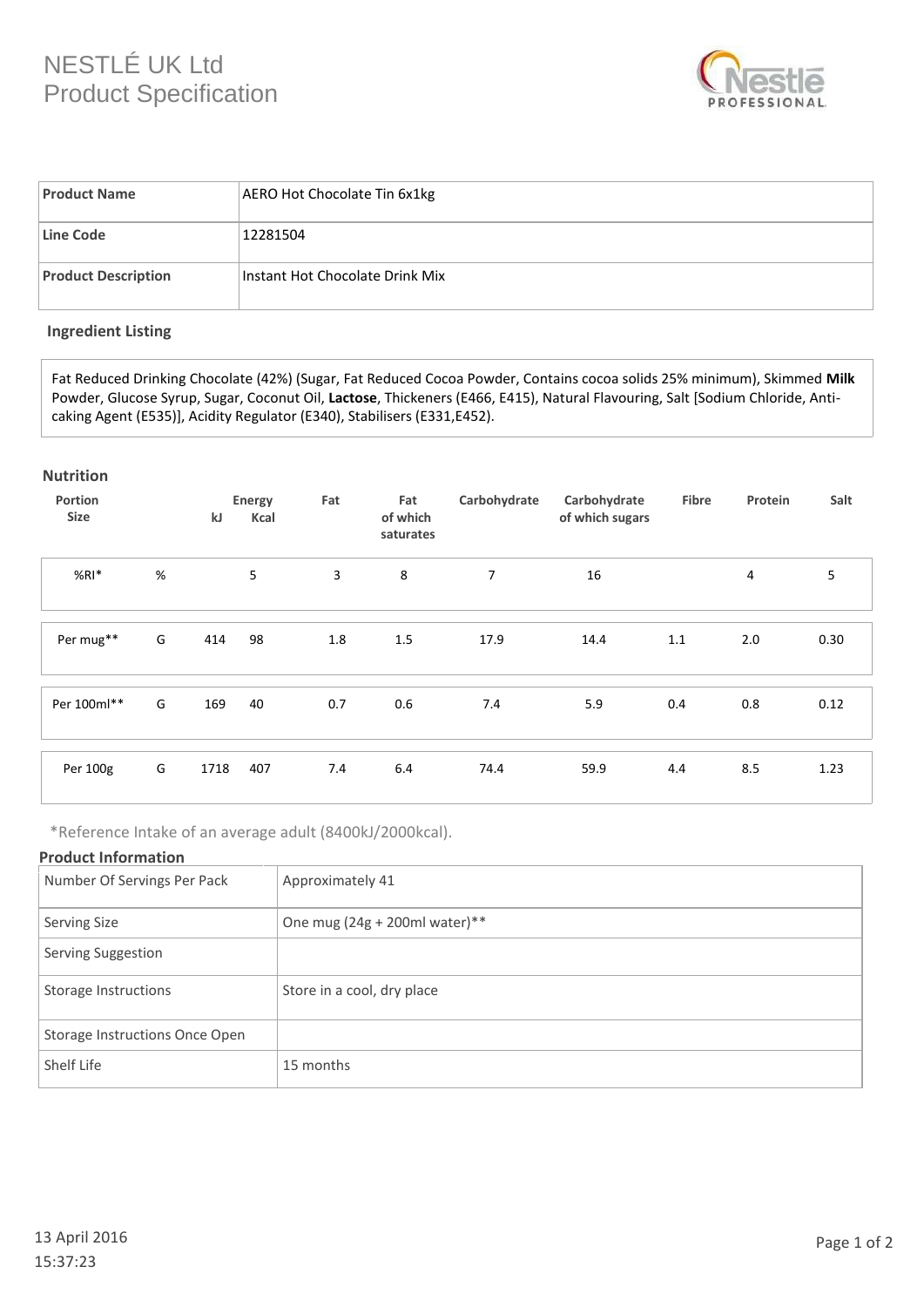# NESTLÉ UK Ltd
## Product Specification

| Product Name | AERO Hot Chocolate Tin 6x1kg |
|---|---|
| Line Code | 12281504 |
| Product Description | Instant Hot Chocolate Drink Mix |

### Ingredient Listing

Fat Reduced Drinking Chocolate (42%) (Sugar, Fat Reduced Cocoa Powder, Contains cocoa solids 25% minimum), Skimmed **Milk** Powder, Glucose Syrup, Sugar, Coconut Oil, **Lactose**, Thickeners (E466, E415), Natural Flavouring, Salt [Sodium Chloride, Anti-caking Agent (E535)], Acidity Regulator (E340), Stabilisers (E331,E452).

### Nutrition

| Portion Size | | Energy kJ | Energy Kcal | Fat | Fat of which saturates | Carbohydrate | Carbohydrate of which sugars | Fibre | Protein | Salt |
|---|---|---|---|---|---|---|---|---|---|---|
| %RI* | % | | 5 | 3 | 8 | 7 | 16 | | 4 | 5 |
| Per mug** | G | 414 | 98 | 1.8 | 1.5 | 17.9 | 14.4 | 1.1 | 2.0 | 0.30 |
| Per 100ml** | G | 169 | 40 | 0.7 | 0.6 | 7.4 | 5.9 | 0.4 | 0.8 | 0.12 |
| Per 100g | G | 1718 | 407 | 7.4 | 6.4 | 74.4 | 59.9 | 4.4 | 8.5 | 1.23 |

*Reference Intake of an average adult (8400kJ/2000kcal).

### Product Information

| Number Of Servings Per Pack | Approximately 41 |
|---|---|
| Serving Size | One mug (24g + 200ml water)** |
| Serving Suggestion | |
| Storage Instructions | Store in a cool, dry place |
| Storage Instructions Once Open | |
| Shelf Life | 15 months |

13 April 2016
15:37:23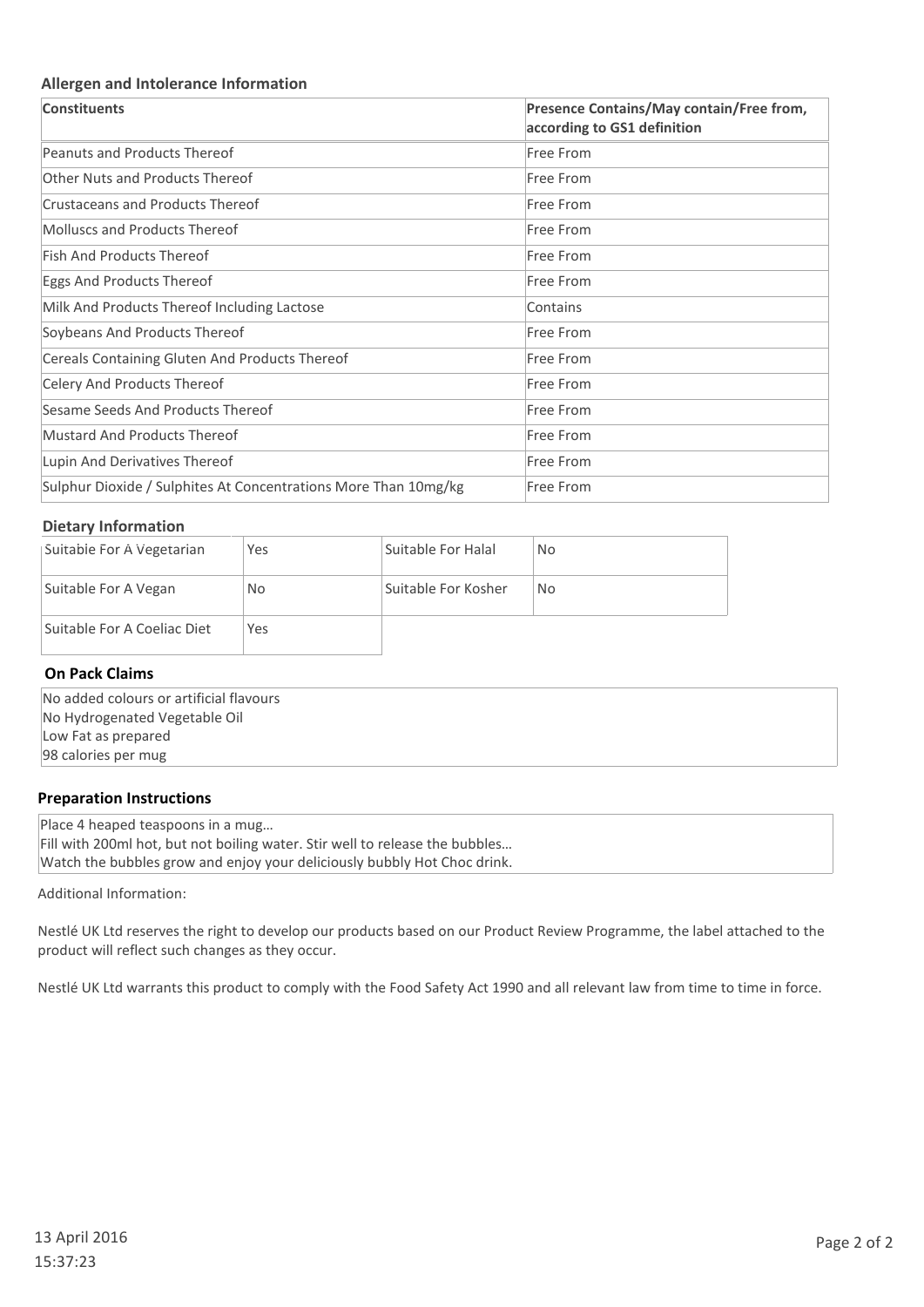## Allergen and Intolerance Information

| Constituents | Presence Contains/May contain/Free from, according to GS1 definition |
| --- | --- |
| Peanuts and Products Thereof | Free From |
| Other Nuts and Products Thereof | Free From |
| Crustaceans and Products Thereof | Free From |
| Molluscs and Products Thereof | Free From |
| Fish And Products Thereof | Free From |
| Eggs And Products Thereof | Free From |
| Milk And Products Thereof Including Lactose | Contains |
| Soybeans And Products Thereof | Free From |
| Cereals Containing Gluten And Products Thereof | Free From |
| Celery And Products Thereof | Free From |
| Sesame Seeds And Products Thereof | Free From |
| Mustard And Products Thereof | Free From |
| Lupin And Derivatives Thereof | Free From |
| Sulphur Dioxide / Sulphites At Concentrations More Than 10mg/kg | Free From |

## Dietary Information

| | | | |
| --- | --- | --- | --- |
| Suitable For A Vegetarian | Yes | Suitable For Halal | No |
| Suitable For A Vegan | No | Suitable For Kosher | No |
| Suitable For A Coeliac Diet | Yes | | |

## On Pack Claims

No added colours or artificial flavours
No Hydrogenated Vegetable Oil
Low Fat as prepared
98 calories per mug

## Preparation Instructions

Place 4 heaped teaspoons in a mug…
Fill with 200ml hot, but not boiling water. Stir well to release the bubbles…
Watch the bubbles grow and enjoy your deliciously bubbly Hot Choc drink.

Additional Information:

Nestlé UK Ltd reserves the right to develop our products based on our Product Review Programme, the label attached to the product will reflect such changes as they occur.

Nestlé UK Ltd warrants this product to comply with the Food Safety Act 1990 and all relevant law from time to time in force.

13 April 2016
15:37:23